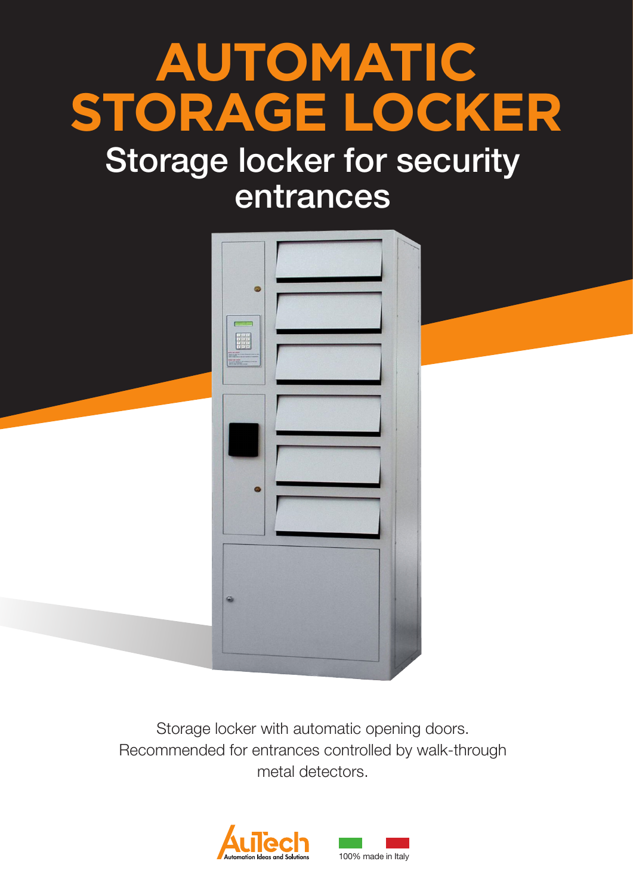# AUTOMATIC STORAGE LOCKER

## Storage locker for security entrances

Storage locker with automatic opening doors.
Recommended for entrances controlled by walk-through metal detectors.

AuTech Automation Ideas and Solutions

100% made in Italy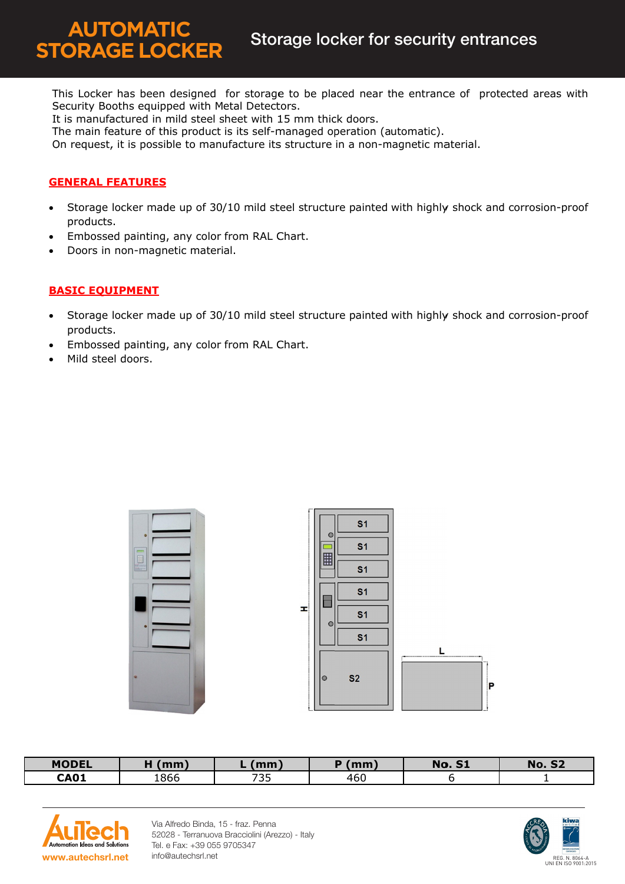# AUTOMATIC STORAGE LOCKER

## Storage locker for security entrances

This Locker has been designed for storage to be placed near the entrance of protected areas with Security Booths equipped with Metal Detectors.
It is manufactured in mild steel sheet with 15 mm thick doors.
The main feature of this product is its self-managed operation (automatic).
On request, it is possible to manufacture its structure in a non-magnetic material.

### GENERAL FEATURES

- Storage locker made up of 30/10 mild steel structure painted with highly shock and corrosion-proof products.
- Embossed painting, any color from RAL Chart.
- Doors in non-magnetic material.

### BASIC EQUIPMENT

- Storage locker made up of 30/10 mild steel structure painted with highly shock and corrosion-proof products.
- Embossed painting, any color from RAL Chart.
- Mild steel doors.

S1
S1
S1
S1
S1
S1
S2
H
L
P

| MODEL | H (mm) | L (mm) | P (mm) | No. S1 | No. S2 |
|---|---|---|---|---|---|
| CA01 | 1866 | 735 | 460 | 6 | 1 |

AuTech
Automation Ideas and Solutions
www.autechsrl.net

Via Alfredo Binda, 15 - fraz. Penna
52028 - Terranuova Bracciolini (Arezzo) - Italy
Tel. e Fax: +39 055 9705347
info@autechsrl.net

REG. N. 8064-A
UNI EN ISO 9001:2015